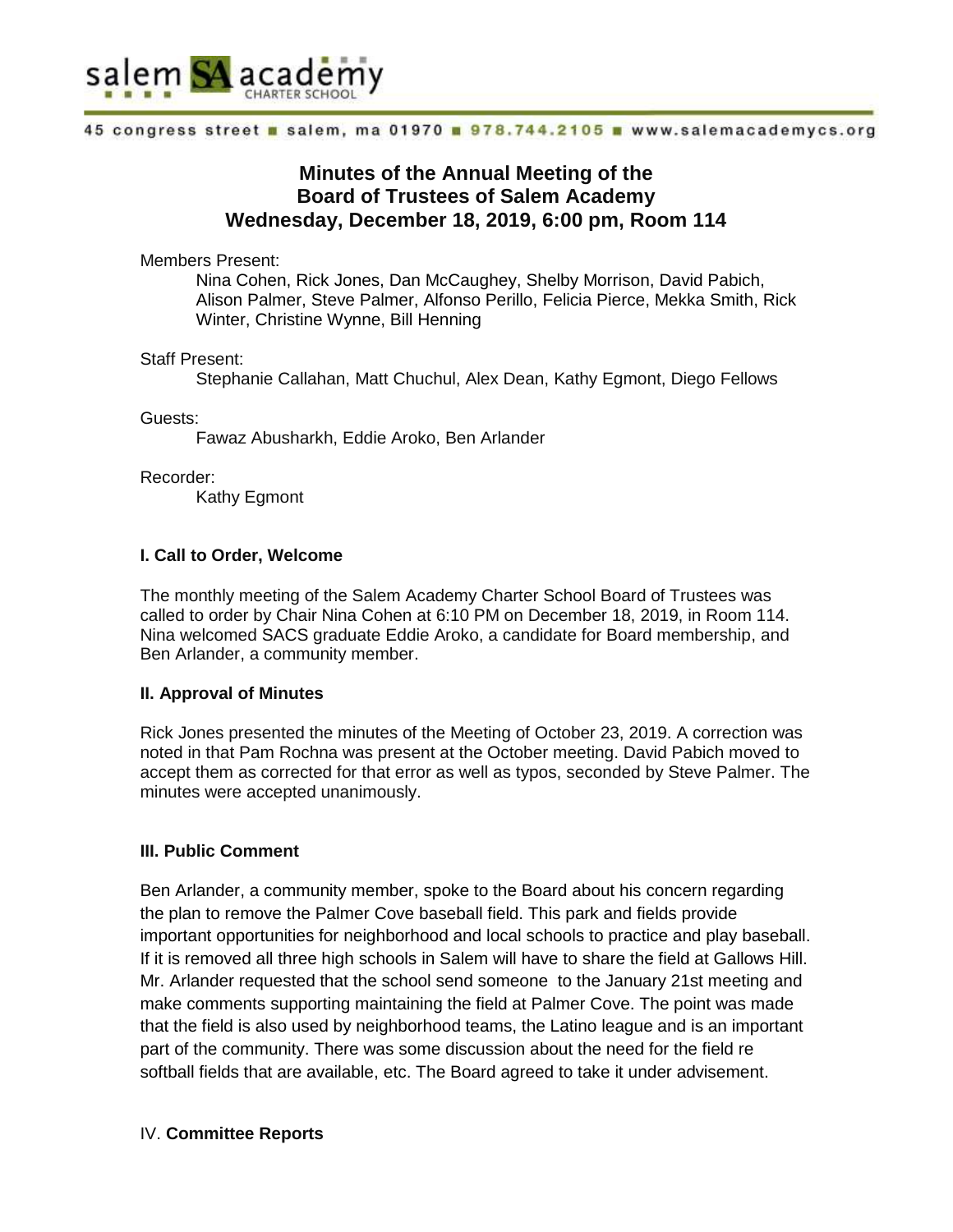salem SA academy CHARTER SCHOOL

45 congress street ■ salem, ma 01970 ■ 978.744.2105 ■ www.salemacademycs.org

# Minutes of the Annual Meeting of the Board of Trustees of Salem Academy Wednesday, December 18, 2019, 6:00 pm, Room 114

Members Present:

Nina Cohen, Rick Jones, Dan McCaughey, Shelby Morrison, David Pabich, Alison Palmer, Steve Palmer, Alfonso Perillo, Felicia Pierce, Mekka Smith, Rick Winter, Christine Wynne, Bill Henning

Staff Present:

Stephanie Callahan, Matt Chuchul, Alex Dean, Kathy Egmont, Diego Fellows

Guests:

Fawaz Abusharkh, Eddie Aroko, Ben Arlander

Recorder:

Kathy Egmont

**I. Call to Order, Welcome**

The monthly meeting of the Salem Academy Charter School Board of Trustees was called to order by Chair Nina Cohen at 6:10 PM on December 18, 2019, in Room 114. Nina welcomed SACS graduate Eddie Aroko, a candidate for Board membership, and Ben Arlander, a community member.

**II. Approval of Minutes**

Rick Jones presented the minutes of the Meeting of October 23, 2019. A correction was noted in that Pam Rochna was present at the October meeting. David Pabich moved to accept them as corrected for that error as well as typos, seconded by Steve Palmer. The minutes were accepted unanimously.

**III. Public Comment**

Ben Arlander, a community member, spoke to the Board about his concern regarding the plan to remove the Palmer Cove baseball field. This park and fields provide important opportunities for neighborhood and local schools to practice and play baseball. If it is removed all three high schools in Salem will have to share the field at Gallows Hill. Mr. Arlander requested that the school send someone to the January 21st meeting and make comments supporting maintaining the field at Palmer Cove. The point was made that the field is also used by neighborhood teams, the Latino league and is an important part of the community. There was some discussion about the need for the field re softball fields that are available, etc. The Board agreed to take it under advisement.

IV. **Committee Reports**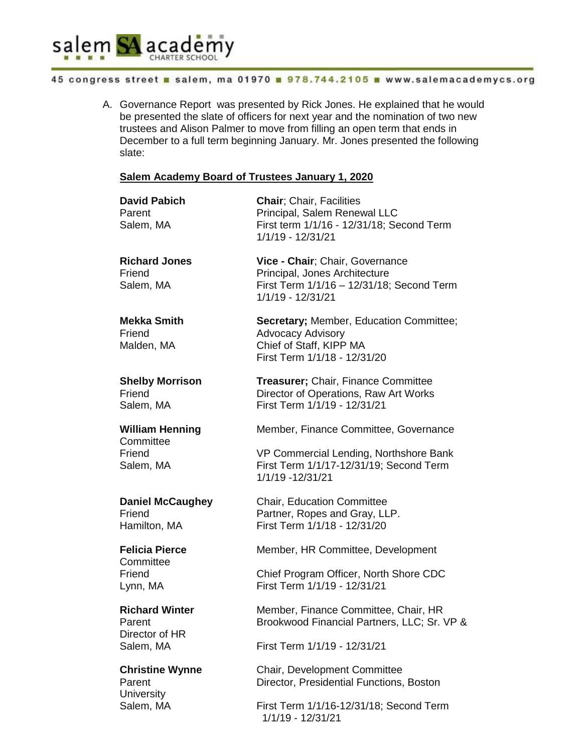A. Governance Report was presented by Rick Jones. He explained that he would be presented the slate of officers for next year and the nomination of two new trustees and Alison Palmer to move from filling an open term that ends in December to a full term beginning January. Mr. Jones presented the following slate:

**Salem Academy Board of Trustees January 1, 2020**

| | |
|---|---|
| **David Pabich**<br>Parent<br>Salem, MA | **Chair**; Chair, Facilities<br>Principal, Salem Renewal LLC<br>First term 1/1/16 - 12/31/18; Second Term 1/1/19 - 12/31/21 |
| **Richard Jones**<br>Friend<br>Salem, MA | **Vice - Chair**; Chair, Governance<br>Principal, Jones Architecture<br>First Term 1/1/16 – 12/31/18; Second Term 1/1/19 - 12/31/21 |
| **Mekka Smith**<br>Friend<br>Malden, MA | **Secretary;** Member, Education Committee; Advocacy Advisory<br>Chief of Staff, KIPP MA<br>First Term 1/1/18 - 12/31/20 |
| **Shelby Morrison**<br>Friend<br>Salem, MA | **Treasurer;** Chair, Finance Committee<br>Director of Operations, Raw Art Works<br>First Term 1/1/19 - 12/31/21 |
| **William Henning**<br>Friend<br>Salem, MA | Member, Finance Committee, Governance Committee<br>VP Commercial Lending, Northshore Bank<br>First Term 1/1/17-12/31/19; Second Term 1/1/19 -12/31/21 |
| **Daniel McCaughey**<br>Friend<br>Hamilton, MA | Chair, Education Committee<br>Partner, Ropes and Gray, LLP.<br>First Term 1/1/18 - 12/31/20 |
| **Felicia Pierce**<br>Friend<br>Lynn, MA | Member, HR Committee, Development Committee<br>Chief Program Officer, North Shore CDC<br>First Term 1/1/19 - 12/31/21 |
| **Richard Winter**<br>Parent<br>Salem, MA | Member, Finance Committee, Chair, HR<br>Brookwood Financial Partners, LLC; Sr. VP & Director of HR<br>First Term 1/1/19 - 12/31/21 |
| **Christine Wynne**<br>Parent<br>Salem, MA | Chair, Development Committee<br>Director, Presidential Functions, Boston University<br>First Term 1/1/16-12/31/18; Second Term 1/1/19 - 12/31/21 |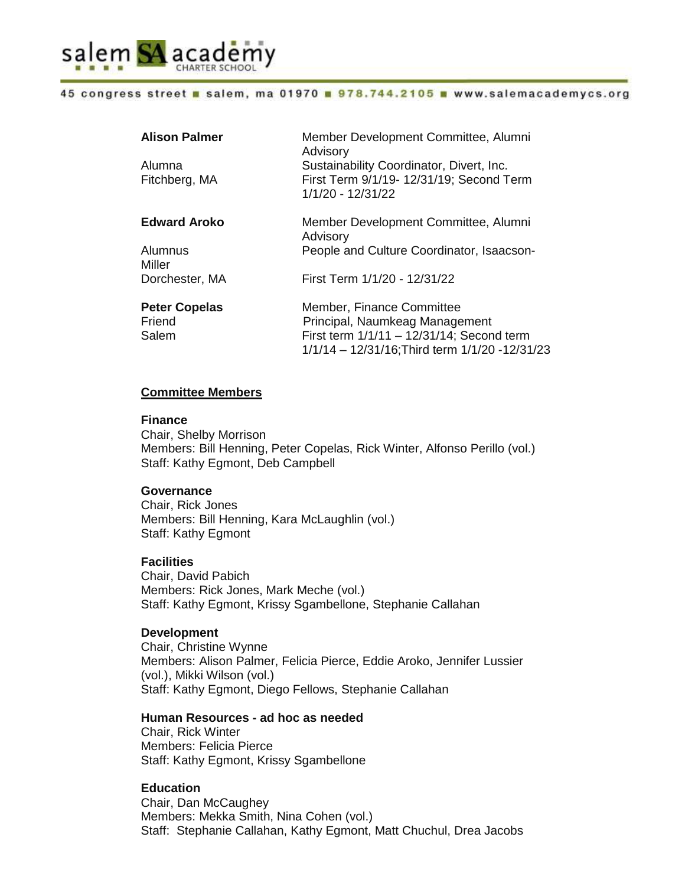**Alison Palmer**
Alumna
Fitchberg, MA

Member Development Committee, Alumni Advisory
Sustainability Coordinator, Divert, Inc.
First Term 9/1/19- 12/31/19; Second Term 1/1/20 - 12/31/22

**Edward Aroko**
Alumnus
Dorchester, MA

Member Development Committee, Alumni Advisory
People and Culture Coordinator, Isaacson-Miller
First Term 1/1/20 - 12/31/22

**Peter Copelas**
Friend
Salem

Member, Finance Committee
Principal, Naumkeag Management
First term 1/1/11 – 12/31/14; Second term 1/1/14 – 12/31/16;Third term 1/1/20 -12/31/23

## Committee Members

**Finance**
Chair, Shelby Morrison
Members: Bill Henning, Peter Copelas, Rick Winter, Alfonso Perillo (vol.)
Staff: Kathy Egmont, Deb Campbell

**Governance**
Chair, Rick Jones
Members: Bill Henning, Kara McLaughlin (vol.)
Staff: Kathy Egmont

**Facilities**
Chair, David Pabich
Members: Rick Jones, Mark Meche (vol.)
Staff: Kathy Egmont, Krissy Sgambellone, Stephanie Callahan

**Development**
Chair, Christine Wynne
Members: Alison Palmer, Felicia Pierce, Eddie Aroko, Jennifer Lussier (vol.), Mikki Wilson (vol.)
Staff: Kathy Egmont, Diego Fellows, Stephanie Callahan

**Human Resources - ad hoc as needed**
Chair, Rick Winter
Members: Felicia Pierce
Staff: Kathy Egmont, Krissy Sgambellone

**Education**
Chair, Dan McCaughey
Members: Mekka Smith, Nina Cohen (vol.)
Staff: Stephanie Callahan, Kathy Egmont, Matt Chuchul, Drea Jacobs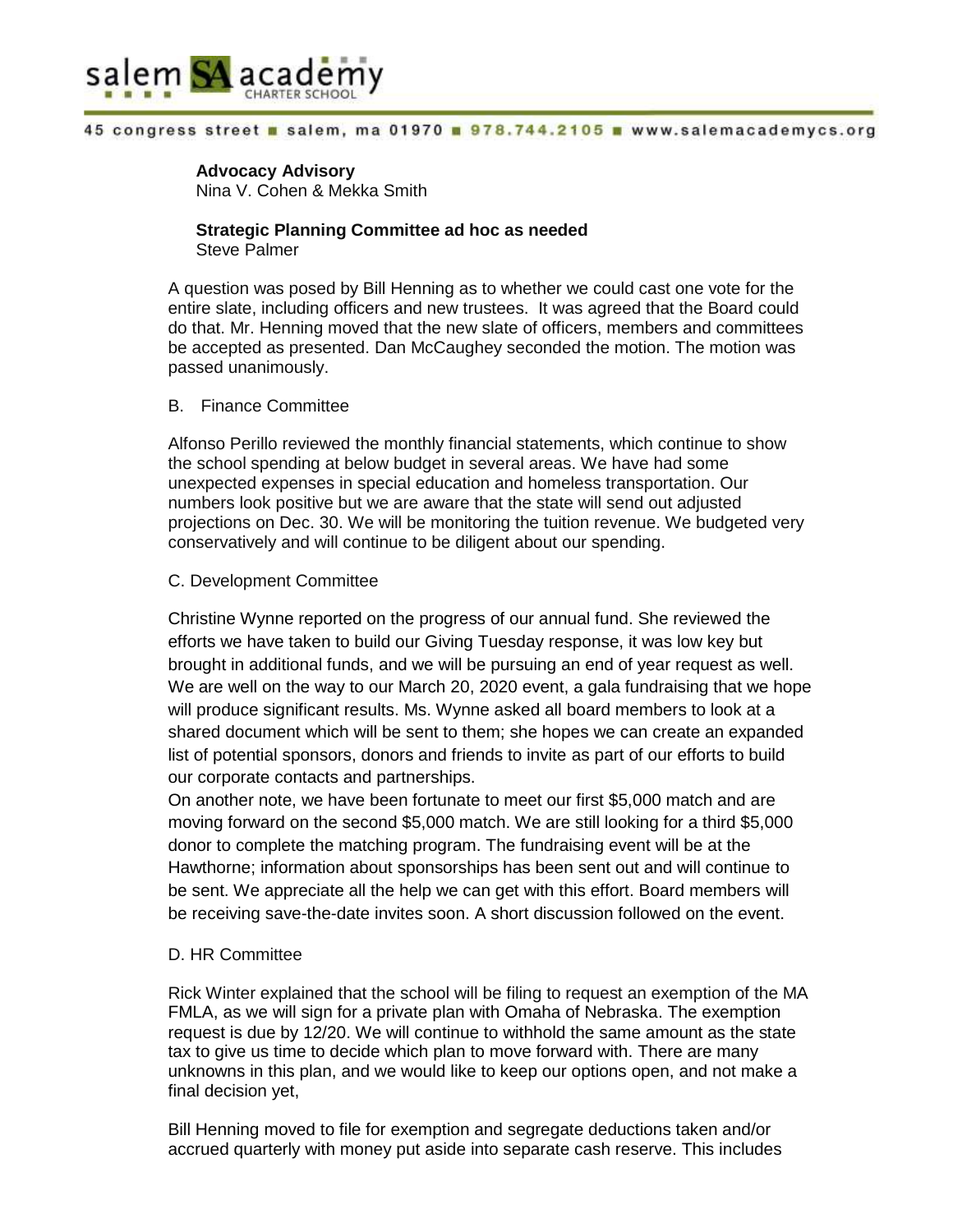**Advocacy Advisory**
Nina V. Cohen & Mekka Smith

**Strategic Planning Committee ad hoc as needed**
Steve Palmer

A question was posed by Bill Henning as to whether we could cast one vote for the entire slate, including officers and new trustees. It was agreed that the Board could do that. Mr. Henning moved that the new slate of officers, members and committees be accepted as presented. Dan McCaughey seconded the motion. The motion was passed unanimously.

B. Finance Committee

Alfonso Perillo reviewed the monthly financial statements, which continue to show the school spending at below budget in several areas. We have had some unexpected expenses in special education and homeless transportation. Our numbers look positive but we are aware that the state will send out adjusted projections on Dec. 30. We will be monitoring the tuition revenue. We budgeted very conservatively and will continue to be diligent about our spending.

C. Development Committee

Christine Wynne reported on the progress of our annual fund. She reviewed the efforts we have taken to build our Giving Tuesday response, it was low key but brought in additional funds, and we will be pursuing an end of year request as well. We are well on the way to our March 20, 2020 event, a gala fundraising that we hope will produce significant results. Ms. Wynne asked all board members to look at a shared document which will be sent to them; she hopes we can create an expanded list of potential sponsors, donors and friends to invite as part of our efforts to build our corporate contacts and partnerships.
On another note, we have been fortunate to meet our first $5,000 match and are moving forward on the second $5,000 match. We are still looking for a third $5,000 donor to complete the matching program. The fundraising event will be at the Hawthorne; information about sponsorships has been sent out and will continue to be sent. We appreciate all the help we can get with this effort. Board members will be receiving save-the-date invites soon. A short discussion followed on the event.

D. HR Committee

Rick Winter explained that the school will be filing to request an exemption of the MA FMLA, as we will sign for a private plan with Omaha of Nebraska. The exemption request is due by 12/20. We will continue to withhold the same amount as the state tax to give us time to decide which plan to move forward with. There are many unknowns in this plan, and we would like to keep our options open, and not make a final decision yet,

Bill Henning moved to file for exemption and segregate deductions taken and/or accrued quarterly with money put aside into separate cash reserve. This includes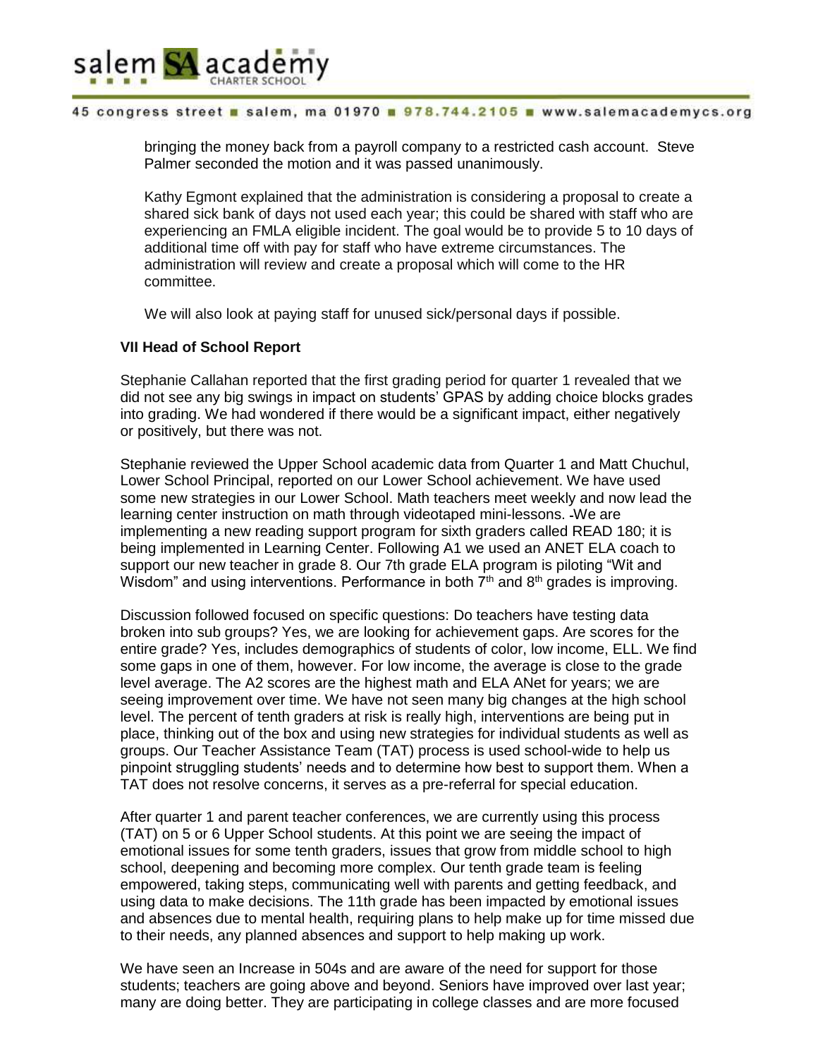bringing the money back from a payroll company to a restricted cash account. Steve Palmer seconded the motion and it was passed unanimously.

Kathy Egmont explained that the administration is considering a proposal to create a shared sick bank of days not used each year; this could be shared with staff who are experiencing an FMLA eligible incident. The goal would be to provide 5 to 10 days of additional time off with pay for staff who have extreme circumstances. The administration will review and create a proposal which will come to the HR committee.

We will also look at paying staff for unused sick/personal days if possible.

**VII Head of School Report**

Stephanie Callahan reported that the first grading period for quarter 1 revealed that we did not see any big swings in impact on students' GPAS by adding choice blocks grades into grading. We had wondered if there would be a significant impact, either negatively or positively, but there was not.

Stephanie reviewed the Upper School academic data from Quarter 1 and Matt Chuchul, Lower School Principal, reported on our Lower School achievement. We have used some new strategies in our Lower School. Math teachers meet weekly and now lead the learning center instruction on math through videotaped mini-lessons. -We are implementing a new reading support program for sixth graders called READ 180; it is being implemented in Learning Center. Following A1 we used an ANET ELA coach to support our new teacher in grade 8. Our 7th grade ELA program is piloting "Wit and Wisdom" and using interventions. Performance in both 7th and 8th grades is improving.

Discussion followed focused on specific questions: Do teachers have testing data broken into sub groups? Yes, we are looking for achievement gaps. Are scores for the entire grade? Yes, includes demographics of students of color, low income, ELL. We find some gaps in one of them, however. For low income, the average is close to the grade level average. The A2 scores are the highest math and ELA ANet for years; we are seeing improvement over time. We have not seen many big changes at the high school level. The percent of tenth graders at risk is really high, interventions are being put in place, thinking out of the box and using new strategies for individual students as well as groups. Our Teacher Assistance Team (TAT) process is used school-wide to help us pinpoint struggling students' needs and to determine how best to support them. When a TAT does not resolve concerns, it serves as a pre-referral for special education.

After quarter 1 and parent teacher conferences, we are currently using this process (TAT) on 5 or 6 Upper School students. At this point we are seeing the impact of emotional issues for some tenth graders, issues that grow from middle school to high school, deepening and becoming more complex. Our tenth grade team is feeling empowered, taking steps, communicating well with parents and getting feedback, and using data to make decisions. The 11th grade has been impacted by emotional issues and absences due to mental health, requiring plans to help make up for time missed due to their needs, any planned absences and support to help making up work.

We have seen an Increase in 504s and are aware of the need for support for those students; teachers are going above and beyond. Seniors have improved over last year; many are doing better. They are participating in college classes and are more focused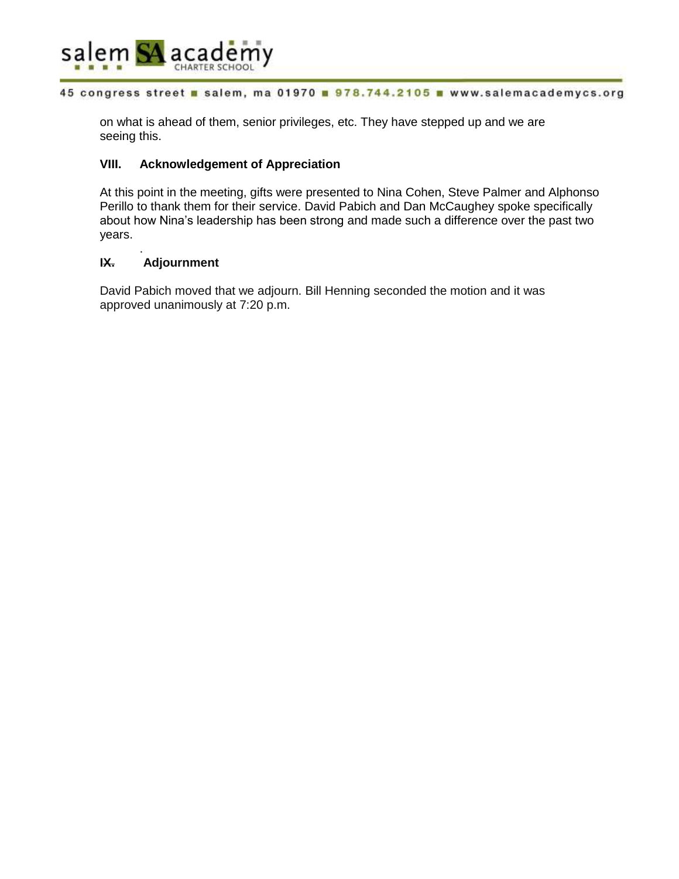on what is ahead of them, senior privileges, etc. They have stepped up and we are seeing this.

### VIII. Acknowledgement of Appreciation

At this point in the meeting, gifts were presented to Nina Cohen, Steve Palmer and Alphonso Perillo to thank them for their service. David Pabich and Dan McCaughey spoke specifically about how Nina's leadership has been strong and made such a difference over the past two years.

### IX. Adjournment

David Pabich moved that we adjourn. Bill Henning seconded the motion and it was approved unanimously at 7:20 p.m.